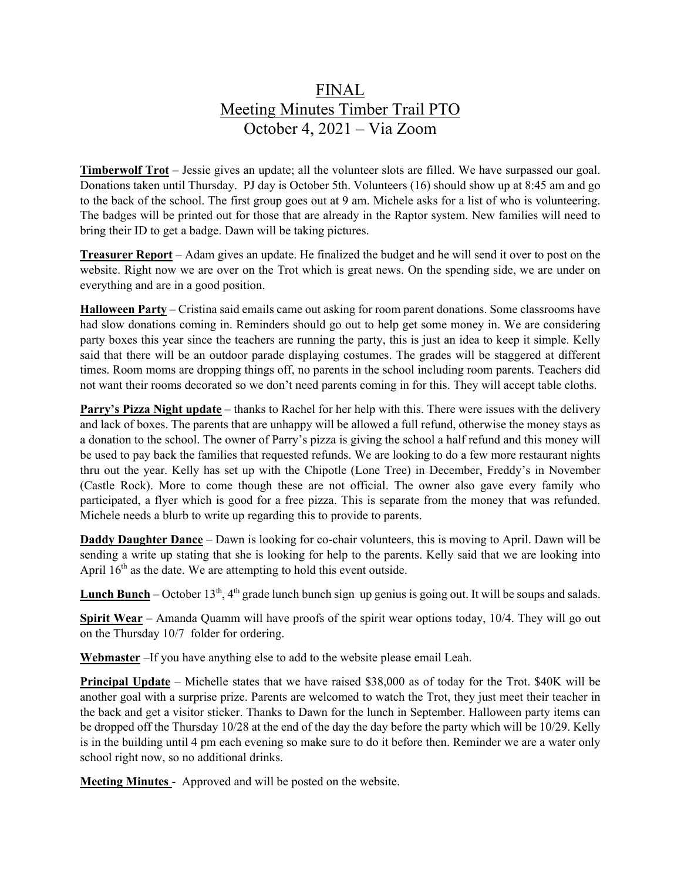# FINAL

## Meeting Minutes Timber Trail PTO

## October 4, 2021 – Via Zoom

**Timberwolf Trot** – Jessie gives an update; all the volunteer slots are filled. We have surpassed our goal. Donations taken until Thursday. PJ day is October 5th. Volunteers (16) should show up at 8:45 am and go to the back of the school. The first group goes out at 9 am. Michele asks for a list of who is volunteering. The badges will be printed out for those that are already in the Raptor system. New families will need to bring their ID to get a badge. Dawn will be taking pictures.

**Treasurer Report** – Adam gives an update. He finalized the budget and he will send it over to post on the website. Right now we are over on the Trot which is great news. On the spending side, we are under on everything and are in a good position.

**Halloween Party** – Cristina said emails came out asking for room parent donations. Some classrooms have had slow donations coming in. Reminders should go out to help get some money in. We are considering party boxes this year since the teachers are running the party, this is just an idea to keep it simple. Kelly said that there will be an outdoor parade displaying costumes. The grades will be staggered at different times. Room moms are dropping things off, no parents in the school including room parents. Teachers did not want their rooms decorated so we don't need parents coming in for this. They will accept table cloths.

**Parry's Pizza Night update** – thanks to Rachel for her help with this. There were issues with the delivery and lack of boxes. The parents that are unhappy will be allowed a full refund, otherwise the money stays as a donation to the school. The owner of Parry's pizza is giving the school a half refund and this money will be used to pay back the families that requested refunds. We are looking to do a few more restaurant nights thru out the year. Kelly has set up with the Chipotle (Lone Tree) in December, Freddy's in November (Castle Rock). More to come though these are not official. The owner also gave every family who participated, a flyer which is good for a free pizza. This is separate from the money that was refunded. Michele needs a blurb to write up regarding this to provide to parents.

**Daddy Daughter Dance** – Dawn is looking for co-chair volunteers, this is moving to April. Dawn will be sending a write up stating that she is looking for help to the parents. Kelly said that we are looking into April 16th as the date. We are attempting to hold this event outside.

**Lunch Bunch** – October 13th, 4th grade lunch bunch sign up genius is going out. It will be soups and salads.

**Spirit Wear** – Amanda Quamm will have proofs of the spirit wear options today, 10/4. They will go out on the Thursday 10/7 folder for ordering.

**Webmaster** –If you have anything else to add to the website please email Leah.

**Principal Update** – Michelle states that we have raised $38,000 as of today for the Trot. $40K will be another goal with a surprise prize. Parents are welcomed to watch the Trot, they just meet their teacher in the back and get a visitor sticker. Thanks to Dawn for the lunch in September. Halloween party items can be dropped off the Thursday 10/28 at the end of the day the day before the party which will be 10/29. Kelly is in the building until 4 pm each evening so make sure to do it before then. Reminder we are a water only school right now, so no additional drinks.

**Meeting Minutes** - Approved and will be posted on the website.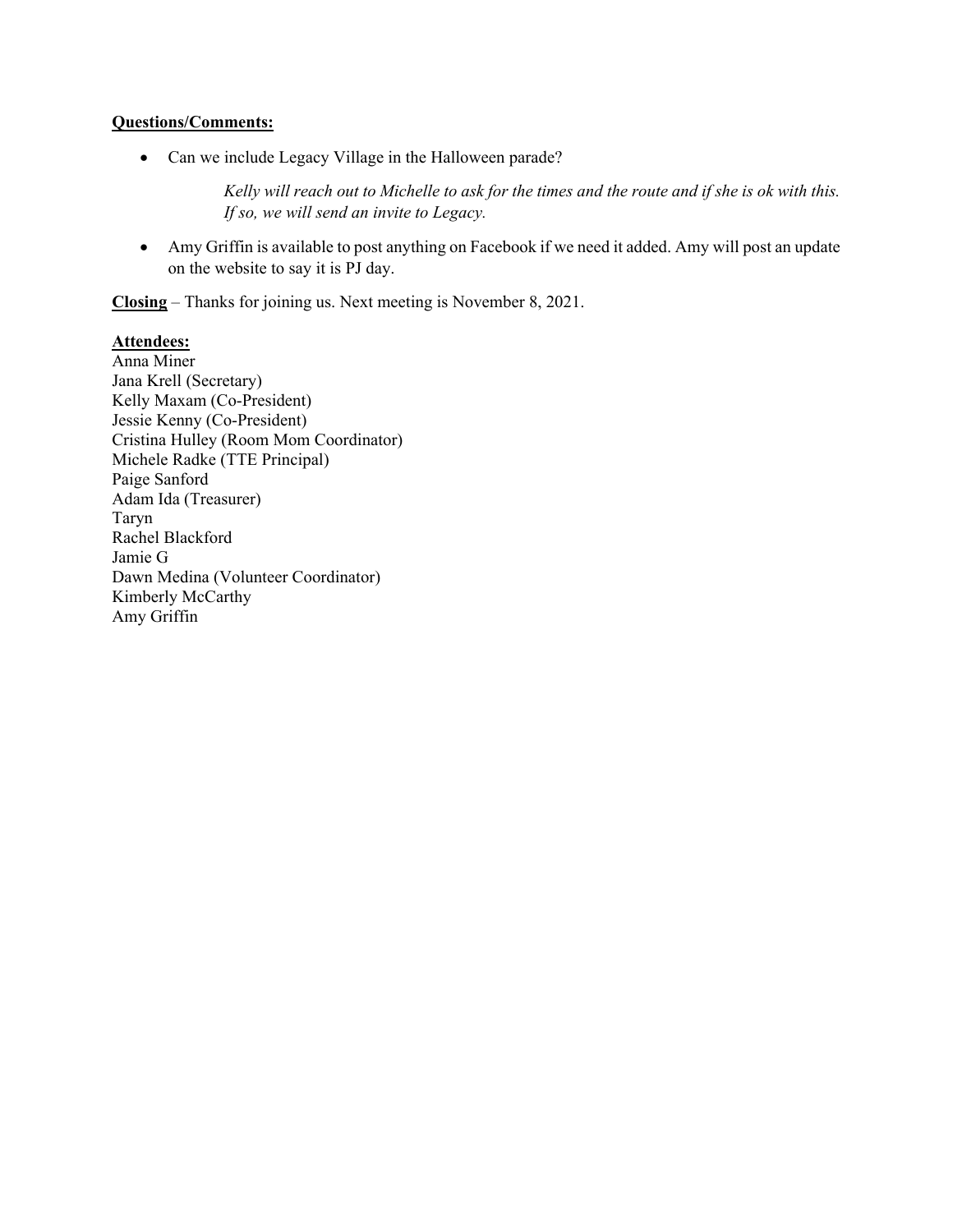**Questions/Comments:**

- Can we include Legacy Village in the Halloween parade?

  *Kelly will reach out to Michelle to ask for the times and the route and if she is ok with this. If so, we will send an invite to Legacy.*

- Amy Griffin is available to post anything on Facebook if we need it added. Amy will post an update on the website to say it is PJ day.

**Closing** – Thanks for joining us. Next meeting is November 8, 2021.

**Attendees:**

Anna Miner
Jana Krell (Secretary)
Kelly Maxam (Co-President)
Jessie Kenny (Co-President)
Cristina Hulley (Room Mom Coordinator)
Michele Radke (TTE Principal)
Paige Sanford
Adam Ida (Treasurer)
Taryn
Rachel Blackford
Jamie G
Dawn Medina (Volunteer Coordinator)
Kimberly McCarthy
Amy Griffin